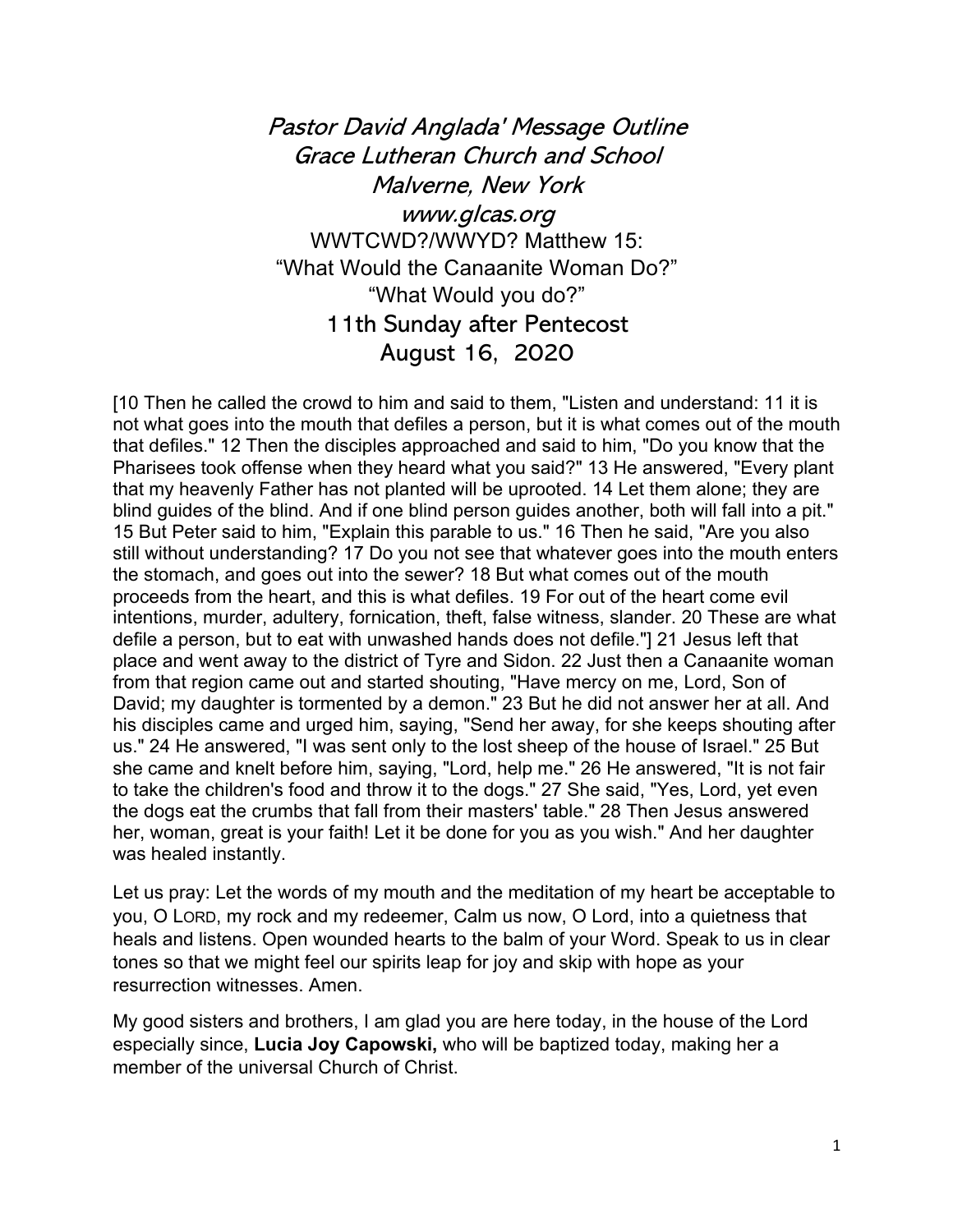# *Pastor David Anglada' Message Outline*
# *Grace Lutheran Church and School*
# *Malverne, New York*
# *www.glcas.org*

WWTCWD?/WWYD? Matthew 15:
"What Would the Canaanite Woman Do?"
"What Would you do?"

## 11th Sunday after Pentecost
## August 16, 2020

[10 Then he called the crowd to him and said to them, "Listen and understand: 11 it is not what goes into the mouth that defiles a person, but it is what comes out of the mouth that defiles." 12 Then the disciples approached and said to him, "Do you know that the Pharisees took offense when they heard what you said?" 13 He answered, "Every plant that my heavenly Father has not planted will be uprooted. 14 Let them alone; they are blind guides of the blind. And if one blind person guides another, both will fall into a pit." 15 But Peter said to him, "Explain this parable to us." 16 Then he said, "Are you also still without understanding? 17 Do you not see that whatever goes into the mouth enters the stomach, and goes out into the sewer? 18 But what comes out of the mouth proceeds from the heart, and this is what defiles. 19 For out of the heart come evil intentions, murder, adultery, fornication, theft, false witness, slander. 20 These are what defile a person, but to eat with unwashed hands does not defile."] 21 Jesus left that place and went away to the district of Tyre and Sidon. 22 Just then a Canaanite woman from that region came out and started shouting, "Have mercy on me, Lord, Son of David; my daughter is tormented by a demon." 23 But he did not answer her at all. And his disciples came and urged him, saying, "Send her away, for she keeps shouting after us." 24 He answered, "I was sent only to the lost sheep of the house of Israel." 25 But she came and knelt before him, saying, "Lord, help me." 26 He answered, "It is not fair to take the children's food and throw it to the dogs." 27 She said, "Yes, Lord, yet even the dogs eat the crumbs that fall from their masters' table." 28 Then Jesus answered her, woman, great is your faith! Let it be done for you as you wish." And her daughter was healed instantly.

Let us pray: Let the words of my mouth and the meditation of my heart be acceptable to you, O LORD, my rock and my redeemer, Calm us now, O Lord, into a quietness that heals and listens. Open wounded hearts to the balm of your Word. Speak to us in clear tones so that we might feel our spirits leap for joy and skip with hope as your resurrection witnesses. Amen.

My good sisters and brothers, I am glad you are here today, in the house of the Lord especially since, **Lucia Joy Capowski,** who will be baptized today, making her a member of the universal Church of Christ.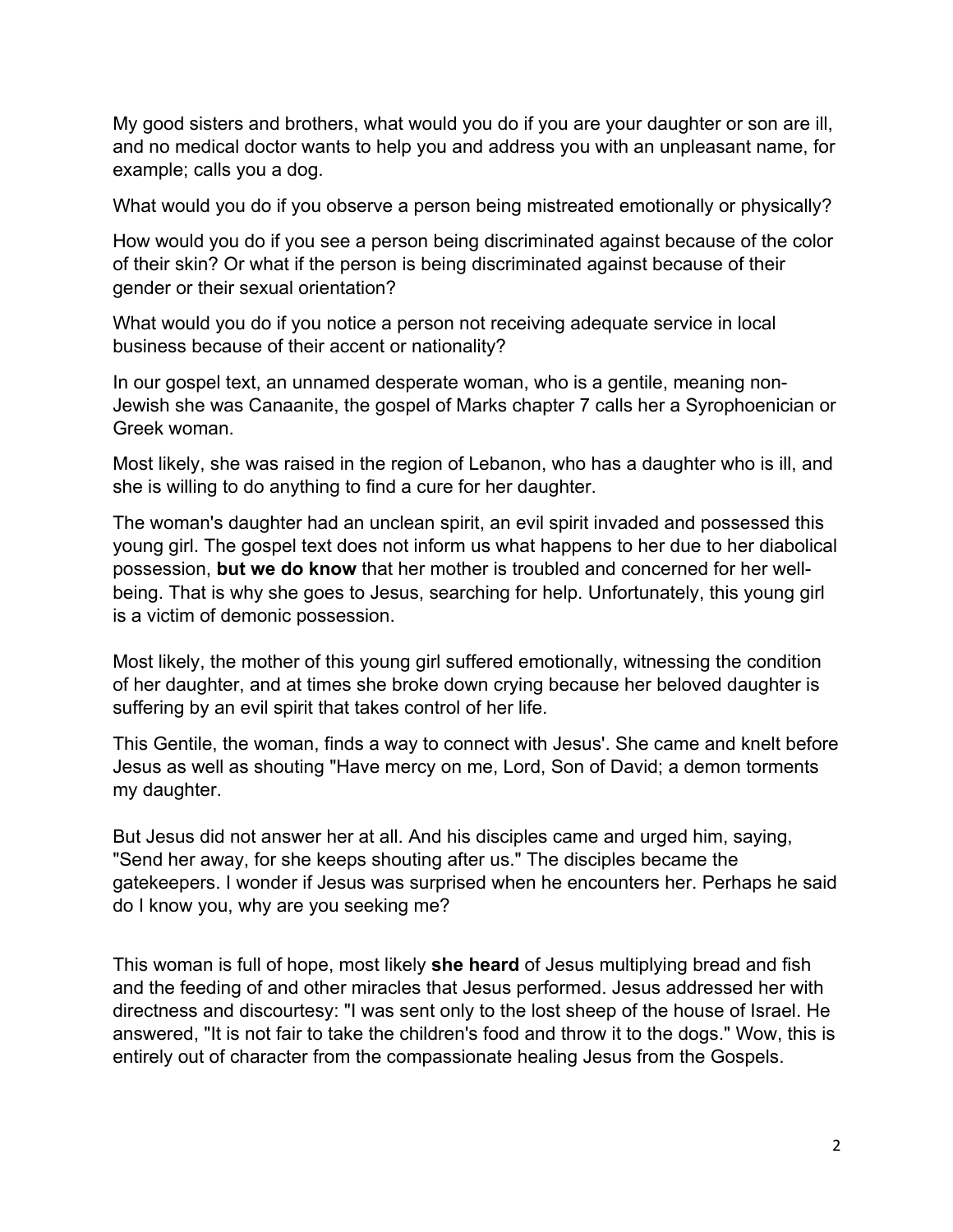My good sisters and brothers, what would you do if you are your daughter or son are ill, and no medical doctor wants to help you and address you with an unpleasant name, for example; calls you a dog.

What would you do if you observe a person being mistreated emotionally or physically?

How would you do if you see a person being discriminated against because of the color of their skin? Or what if the person is being discriminated against because of their gender or their sexual orientation?

What would you do if you notice a person not receiving adequate service in local business because of their accent or nationality?

In our gospel text, an unnamed desperate woman, who is a gentile, meaning non-Jewish she was Canaanite, the gospel of Marks chapter 7 calls her a Syrophoenician or Greek woman.

Most likely, she was raised in the region of Lebanon, who has a daughter who is ill, and she is willing to do anything to find a cure for her daughter.

The woman's daughter had an unclean spirit, an evil spirit invaded and possessed this young girl. The gospel text does not inform us what happens to her due to her diabolical possession, **but we do know** that her mother is troubled and concerned for her well-being. That is why she goes to Jesus, searching for help. Unfortunately, this young girl is a victim of demonic possession.

Most likely, the mother of this young girl suffered emotionally, witnessing the condition of her daughter, and at times she broke down crying because her beloved daughter is suffering by an evil spirit that takes control of her life.

This Gentile, the woman, finds a way to connect with Jesus'. She came and knelt before Jesus as well as shouting "Have mercy on me, Lord, Son of David; a demon torments my daughter.

But Jesus did not answer her at all. And his disciples came and urged him, saying, "Send her away, for she keeps shouting after us." The disciples became the gatekeepers. I wonder if Jesus was surprised when he encounters her. Perhaps he said do I know you, why are you seeking me?

This woman is full of hope, most likely **she heard** of Jesus multiplying bread and fish and the feeding of and other miracles that Jesus performed. Jesus addressed her with directness and discourtesy: "I was sent only to the lost sheep of the house of Israel. He answered, "It is not fair to take the children's food and throw it to the dogs." Wow, this is entirely out of character from the compassionate healing Jesus from the Gospels.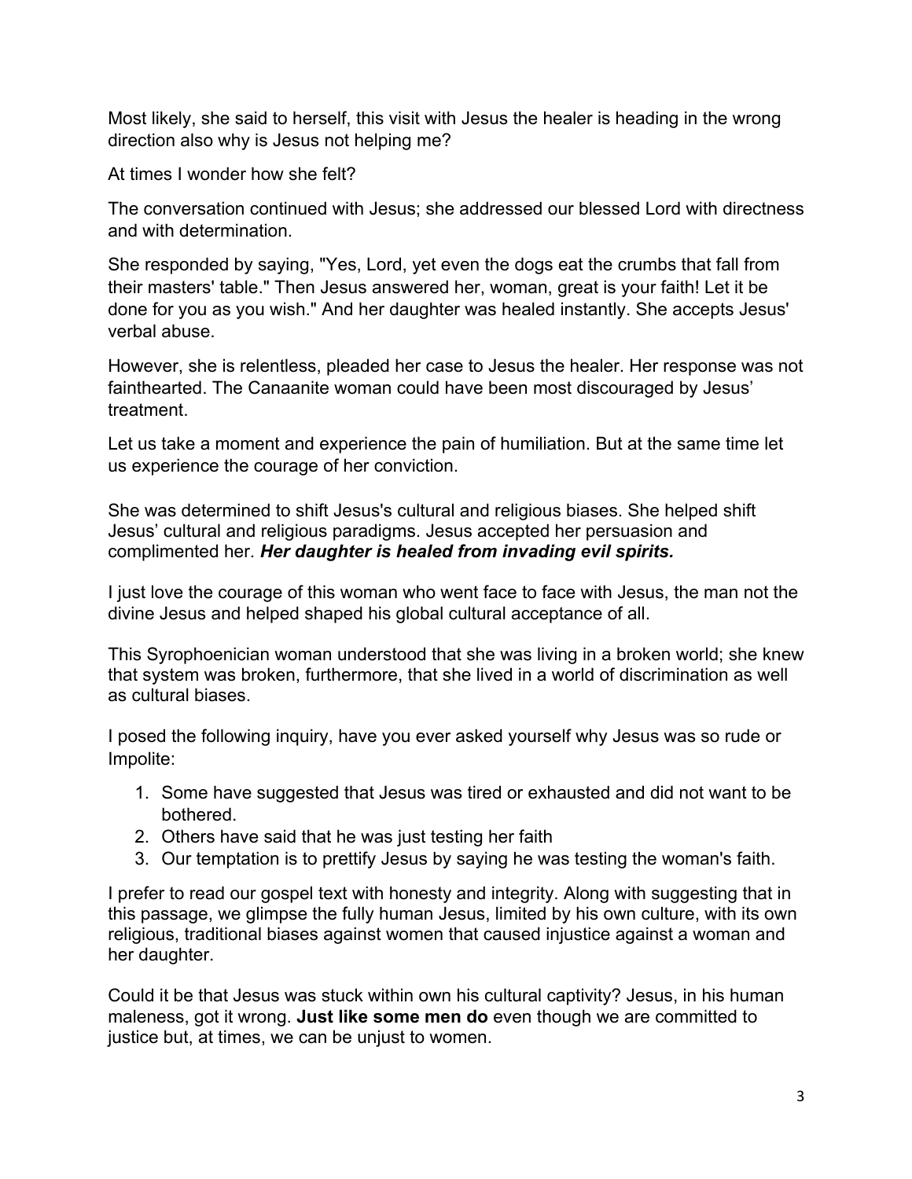Most likely, she said to herself, this visit with Jesus the healer is heading in the wrong direction also why is Jesus not helping me?

At times I wonder how she felt?

The conversation continued with Jesus; she addressed our blessed Lord with directness and with determination.

She responded by saying, "Yes, Lord, yet even the dogs eat the crumbs that fall from their masters' table." Then Jesus answered her, woman, great is your faith! Let it be done for you as you wish." And her daughter was healed instantly. She accepts Jesus' verbal abuse.

However, she is relentless, pleaded her case to Jesus the healer. Her response was not fainthearted. The Canaanite woman could have been most discouraged by Jesus' treatment.

Let us take a moment and experience the pain of humiliation. But at the same time let us experience the courage of her conviction.

She was determined to shift Jesus's cultural and religious biases. She helped shift Jesus' cultural and religious paradigms. Jesus accepted her persuasion and complimented her. ***Her daughter is healed from invading evil spirits.***

I just love the courage of this woman who went face to face with Jesus, the man not the divine Jesus and helped shaped his global cultural acceptance of all.

This Syrophoenician woman understood that she was living in a broken world; she knew that system was broken, furthermore, that she lived in a world of discrimination as well as cultural biases.

I posed the following inquiry, have you ever asked yourself why Jesus was so rude or Impolite:

1. Some have suggested that Jesus was tired or exhausted and did not want to be bothered.
2. Others have said that he was just testing her faith
3. Our temptation is to prettify Jesus by saying he was testing the woman's faith.

I prefer to read our gospel text with honesty and integrity. Along with suggesting that in this passage, we glimpse the fully human Jesus, limited by his own culture, with its own religious, traditional biases against women that caused injustice against a woman and her daughter.

Could it be that Jesus was stuck within own his cultural captivity? Jesus, in his human maleness, got it wrong. **Just like some men do** even though we are committed to justice but, at times, we can be unjust to women.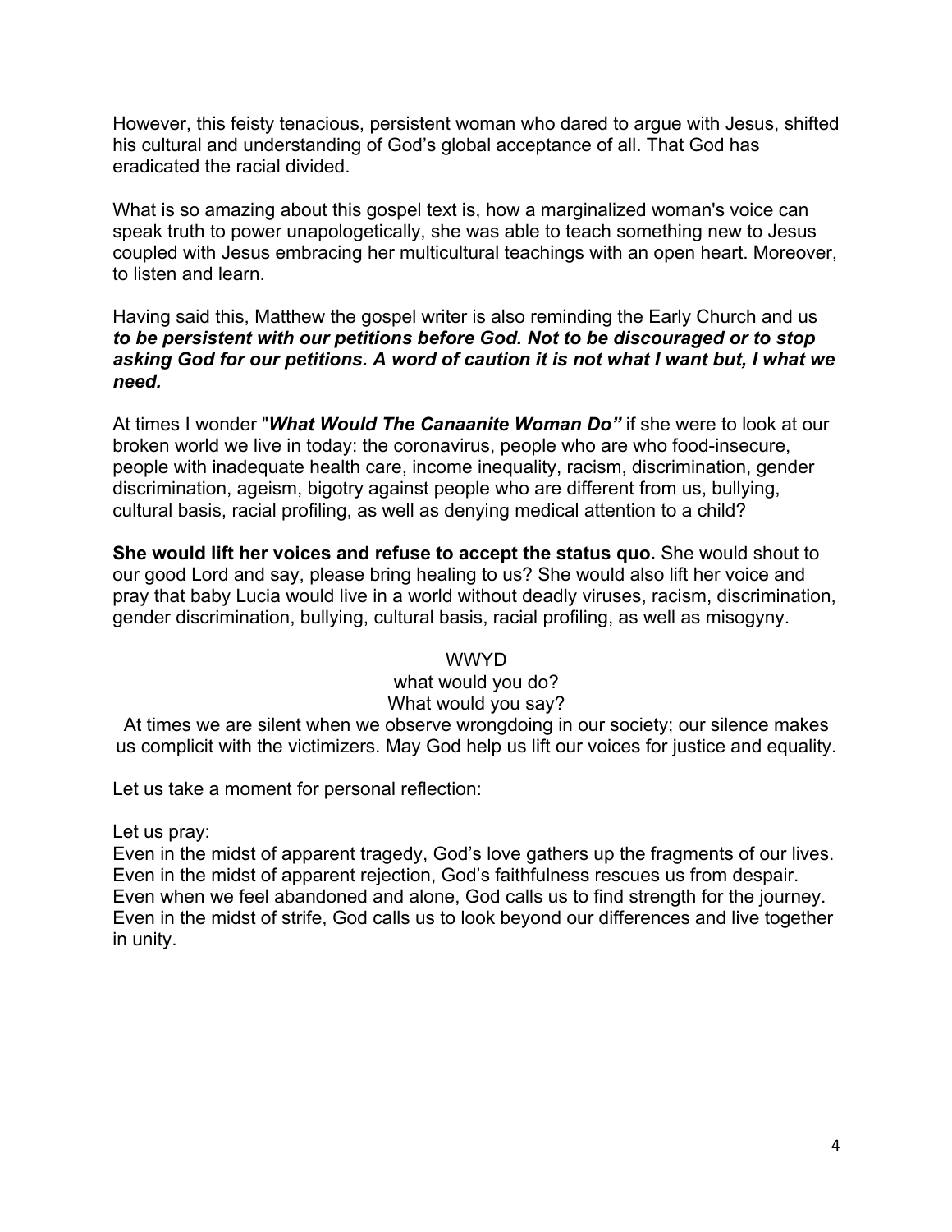However, this feisty tenacious, persistent woman who dared to argue with Jesus, shifted his cultural and understanding of God's global acceptance of all. That God has eradicated the racial divided.

What is so amazing about this gospel text is, how a marginalized woman's voice can speak truth to power unapologetically, she was able to teach something new to Jesus coupled with Jesus embracing her multicultural teachings with an open heart. Moreover, to listen and learn.

Having said this, Matthew the gospel writer is also reminding the Early Church and us ***to be persistent with our petitions before God. Not to be discouraged or to stop asking God for our petitions. A word of caution it is not what I want but, I what we need.***

At times I wonder "***What Would The Canaanite Woman Do"*** if she were to look at our broken world we live in today: the coronavirus, people who are who food-insecure, people with inadequate health care, income inequality, racism, discrimination, gender discrimination, ageism, bigotry against people who are different from us, bullying, cultural basis, racial profiling, as well as denying medical attention to a child?

**She would lift her voices and refuse to accept the status quo.** She would shout to our good Lord and say, please bring healing to us? She would also lift her voice and pray that baby Lucia would live in a world without deadly viruses, racism, discrimination, gender discrimination, bullying, cultural basis, racial profiling, as well as misogyny.

WWYD
what would you do?
What would you say?

At times we are silent when we observe wrongdoing in our society; our silence makes us complicit with the victimizers. May God help us lift our voices for justice and equality.

Let us take a moment for personal reflection:

Let us pray:
Even in the midst of apparent tragedy, God's love gathers up the fragments of our lives.
Even in the midst of apparent rejection, God's faithfulness rescues us from despair.
Even when we feel abandoned and alone, God calls us to find strength for the journey.
Even in the midst of strife, God calls us to look beyond our differences and live together in unity.